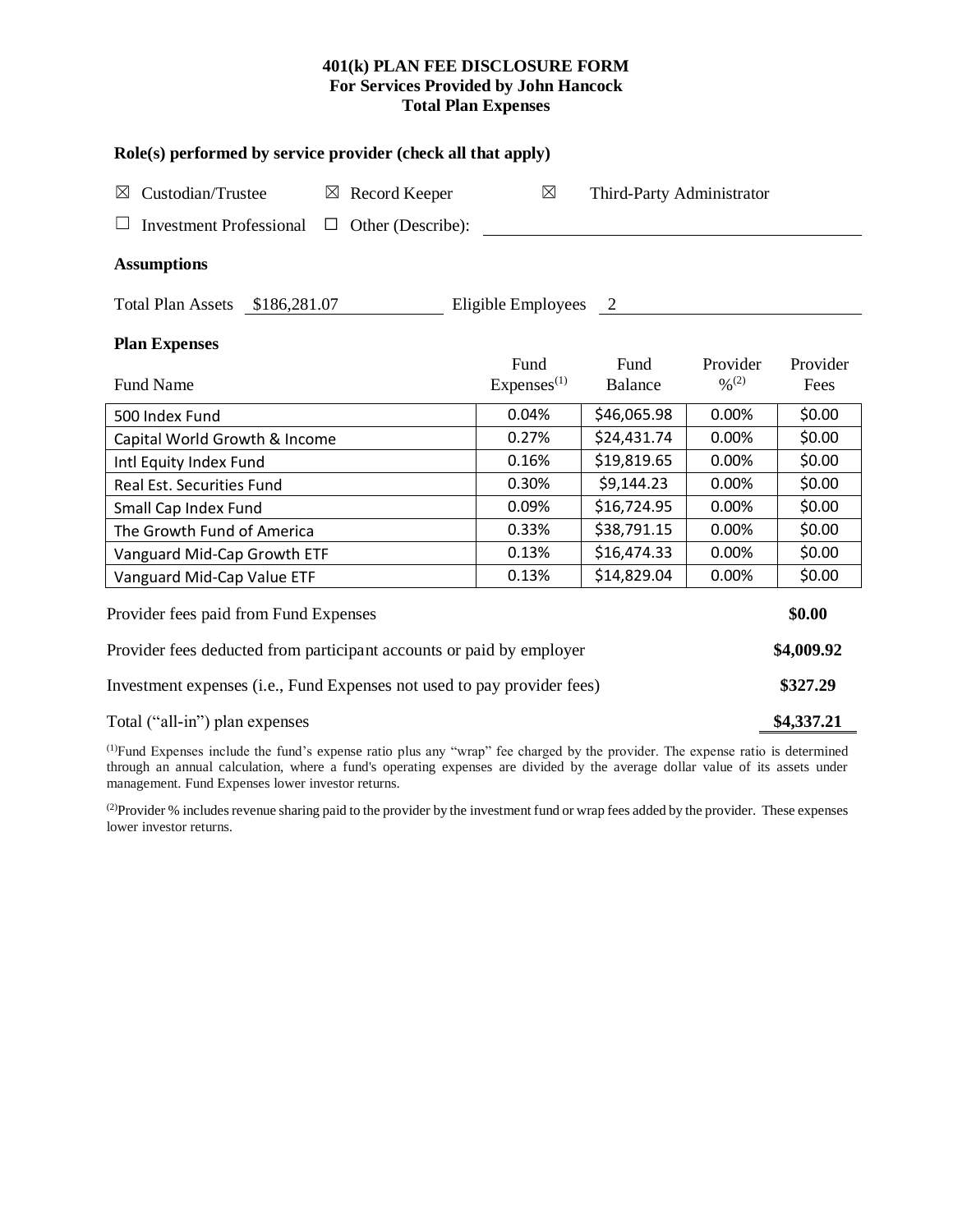# 401(k) PLAN FEE DISCLOSURE FORM
## For Services Provided by John Hancock
## Total Plan Expenses

**Role(s) performed by service provider (check all that apply)**

☒ Custodian/Trustee ☒ Record Keeper ☒ Third-Party Administrator

☐ Investment Professional ☐ Other (Describe): ____________________

**Assumptions**

Total Plan Assets $186,281.07 Eligible Employees 2

**Plan Expenses**

| Fund Name | Fund Expenses[1] | Fund Balance | Provider %[2] | Provider Fees |
|---|---|---|---|---|
| 500 Index Fund | 0.04% | $46,065.98 | 0.00% | $0.00 |
| Capital World Growth & Income | 0.27% | $24,431.74 | 0.00% | $0.00 |
| Intl Equity Index Fund | 0.16% | $19,819.65 | 0.00% | $0.00 |
| Real Est. Securities Fund | 0.30% | $9,144.23 | 0.00% | $0.00 |
| Small Cap Index Fund | 0.09% | $16,724.95 | 0.00% | $0.00 |
| The Growth Fund of America | 0.33% | $38,791.15 | 0.00% | $0.00 |
| Vanguard Mid-Cap Growth ETF | 0.13% | $16,474.33 | 0.00% | $0.00 |
| Vanguard Mid-Cap Value ETF | 0.13% | $14,829.04 | 0.00% | $0.00 |

| | |
|---|---|
| Provider fees paid from Fund Expenses | **$0.00** |
| Provider fees deducted from participant accounts or paid by employer | **$4,009.92** |
| Investment expenses (i.e., Fund Expenses not used to pay provider fees) | **$327.29** |
| Total ("all-in") plan expenses | **$4,337.21** |

[1]Fund Expenses include the fund's expense ratio plus any "wrap" fee charged by the provider. The expense ratio is determined through an annual calculation, where a fund's operating expenses are divided by the average dollar value of its assets under management. Fund Expenses lower investor returns.

[2]Provider % includes revenue sharing paid to the provider by the investment fund or wrap fees added by the provider. These expenses lower investor returns.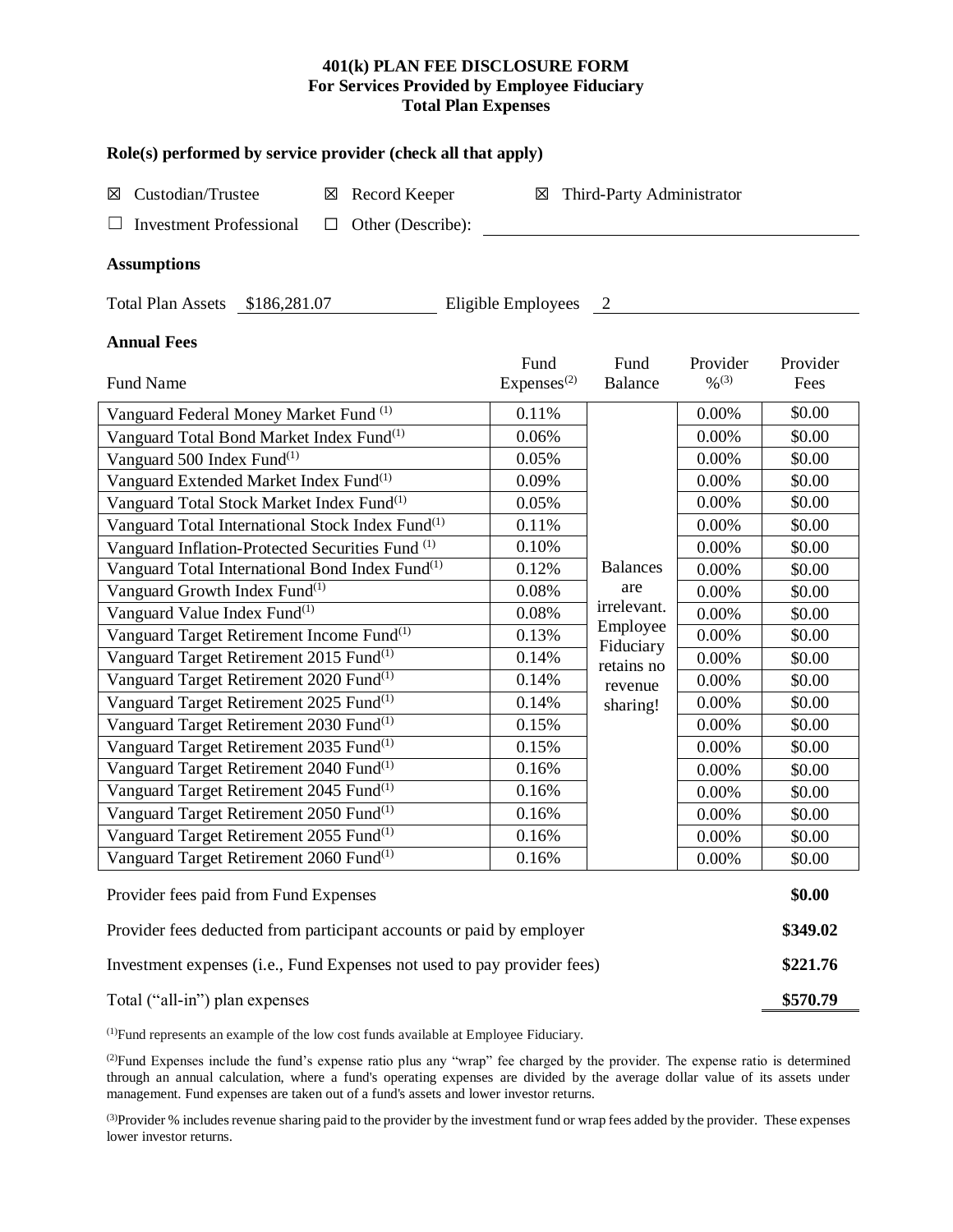# 401(k) PLAN FEE DISCLOSURE FORM
## For Services Provided by Employee Fiduciary
## Total Plan Expenses

### Role(s) performed by service provider (check all that apply)

☒ Custodian/Trustee ☒ Record Keeper ☒ Third-Party Administrator

☐ Investment Professional ☐ Other (Describe):

### Assumptions

Total Plan Assets $186,281.07 Eligible Employees 2

### Annual Fees

| Fund Name | Fund Expenses[2] | Fund Balance | Provider %[3] | Provider Fees |
|---|---|---|---|---|
| Vanguard Federal Money Market Fund [1] | 0.11% | Balances are irrelevant. Employee Fiduciary retains no revenue sharing! | 0.00% | $0.00 |
| Vanguard Total Bond Market Index Fund[1] | 0.06% | | 0.00% | $0.00 |
| Vanguard 500 Index Fund[1] | 0.05% | | 0.00% | $0.00 |
| Vanguard Extended Market Index Fund[1] | 0.09% | | 0.00% | $0.00 |
| Vanguard Total Stock Market Index Fund[1] | 0.05% | | 0.00% | $0.00 |
| Vanguard Total International Stock Index Fund[1] | 0.11% | | 0.00% | $0.00 |
| Vanguard Inflation-Protected Securities Fund [1] | 0.10% | | 0.00% | $0.00 |
| Vanguard Total International Bond Index Fund[1] | 0.12% | | 0.00% | $0.00 |
| Vanguard Growth Index Fund[1] | 0.08% | | 0.00% | $0.00 |
| Vanguard Value Index Fund[1] | 0.08% | | 0.00% | $0.00 |
| Vanguard Target Retirement Income Fund[1] | 0.13% | | 0.00% | $0.00 |
| Vanguard Target Retirement 2015 Fund[1] | 0.14% | | 0.00% | $0.00 |
| Vanguard Target Retirement 2020 Fund[1] | 0.14% | | 0.00% | $0.00 |
| Vanguard Target Retirement 2025 Fund[1] | 0.14% | | 0.00% | $0.00 |
| Vanguard Target Retirement 2030 Fund[1] | 0.15% | | 0.00% | $0.00 |
| Vanguard Target Retirement 2035 Fund[1] | 0.15% | | 0.00% | $0.00 |
| Vanguard Target Retirement 2040 Fund[1] | 0.16% | | 0.00% | $0.00 |
| Vanguard Target Retirement 2045 Fund[1] | 0.16% | | 0.00% | $0.00 |
| Vanguard Target Retirement 2050 Fund[1] | 0.16% | | 0.00% | $0.00 |
| Vanguard Target Retirement 2055 Fund[1] | 0.16% | | 0.00% | $0.00 |
| Vanguard Target Retirement 2060 Fund[1] | 0.16% | | 0.00% | $0.00 |

| | |
|---|---|
| Provider fees paid from Fund Expenses | **$0.00** |
| Provider fees deducted from participant accounts or paid by employer | **$349.02** |
| Investment expenses (i.e., Fund Expenses not used to pay provider fees) | **$221.76** |
| Total ("all-in") plan expenses | **$570.79** |

[1]Fund represents an example of the low cost funds available at Employee Fiduciary.

[2]Fund Expenses include the fund's expense ratio plus any "wrap" fee charged by the provider. The expense ratio is determined through an annual calculation, where a fund's operating expenses are divided by the average dollar value of its assets under management. Fund expenses are taken out of a fund's assets and lower investor returns.

[3]Provider % includes revenue sharing paid to the provider by the investment fund or wrap fees added by the provider. These expenses lower investor returns.